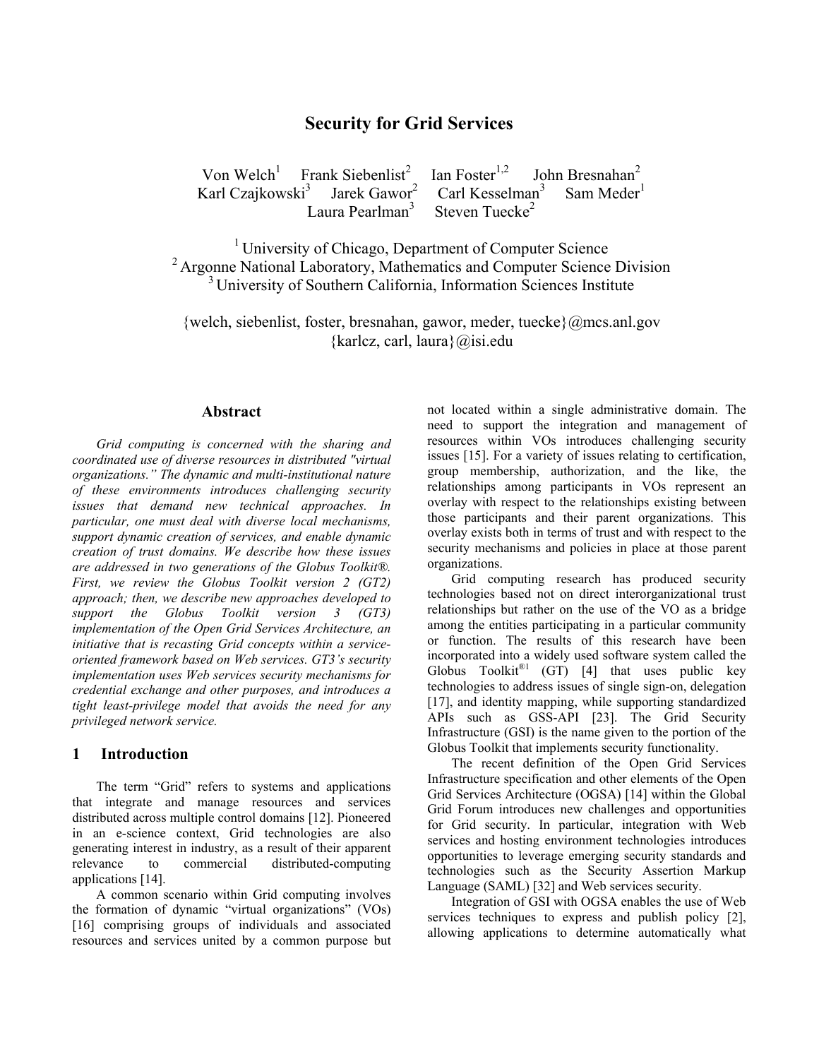# Security for Grid Services

Von Welch[1] Frank Siebenlist[2] Ian Foster[1,2] John Bresnahan[2]
Karl Czajkowski[3] Jarek Gawor[2] Carl Kesselman[3] Sam Meder[1]
Laura Pearlman[3] Steven Tuecke[2]

[1] University of Chicago, Department of Computer Science
[2] Argonne National Laboratory, Mathematics and Computer Science Division
[3] University of Southern California, Information Sciences Institute

{welch, siebenlist, foster, bresnahan, gawor, meder, tuecke}@mcs.anl.gov
{karlcz, carl, laura}@isi.edu

## Abstract

*Grid computing is concerned with the sharing and coordinated use of diverse resources in distributed "virtual organizations." The dynamic and multi-institutional nature of these environments introduces challenging security issues that demand new technical approaches. In particular, one must deal with diverse local mechanisms, support dynamic creation of services, and enable dynamic creation of trust domains. We describe how these issues are addressed in two generations of the Globus Toolkit®. First, we review the Globus Toolkit version 2 (GT2) approach; then, we describe new approaches developed to support the Globus Toolkit version 3 (GT3) implementation of the Open Grid Services Architecture, an initiative that is recasting Grid concepts within a service-oriented framework based on Web services. GT3's security implementation uses Web services security mechanisms for credential exchange and other purposes, and introduces a tight least-privilege model that avoids the need for any privileged network service.*

## 1 Introduction

The term "Grid" refers to systems and applications that integrate and manage resources and services distributed across multiple control domains [12]. Pioneered in an e-science context, Grid technologies are also generating interest in industry, as a result of their apparent relevance to commercial distributed-computing applications [14].

A common scenario within Grid computing involves the formation of dynamic "virtual organizations" (VOs) [16] comprising groups of individuals and associated resources and services united by a common purpose but not located within a single administrative domain. The need to support the integration and management of resources within VOs introduces challenging security issues [15]. For a variety of issues relating to certification, group membership, authorization, and the like, the relationships among participants in VOs represent an overlay with respect to the relationships existing between those participants and their parent organizations. This overlay exists both in terms of trust and with respect to the security mechanisms and policies in place at those parent organizations.

Grid computing research has produced security technologies based not on direct interorganizational trust relationships but rather on the use of the VO as a bridge among the entities participating in a particular community or function. The results of this research have been incorporated into a widely used software system called the Globus Toolkit®[1] (GT) [4] that uses public key technologies to address issues of single sign-on, delegation [17], and identity mapping, while supporting standardized APIs such as GSS-API [23]. The Grid Security Infrastructure (GSI) is the name given to the portion of the Globus Toolkit that implements security functionality.

The recent definition of the Open Grid Services Infrastructure specification and other elements of the Open Grid Services Architecture (OGSA) [14] within the Global Grid Forum introduces new challenges and opportunities for Grid security. In particular, integration with Web services and hosting environment technologies introduces opportunities to leverage emerging security standards and technologies such as the Security Assertion Markup Language (SAML) [32] and Web services security.

Integration of GSI with OGSA enables the use of Web services techniques to express and publish policy [2], allowing applications to determine automatically what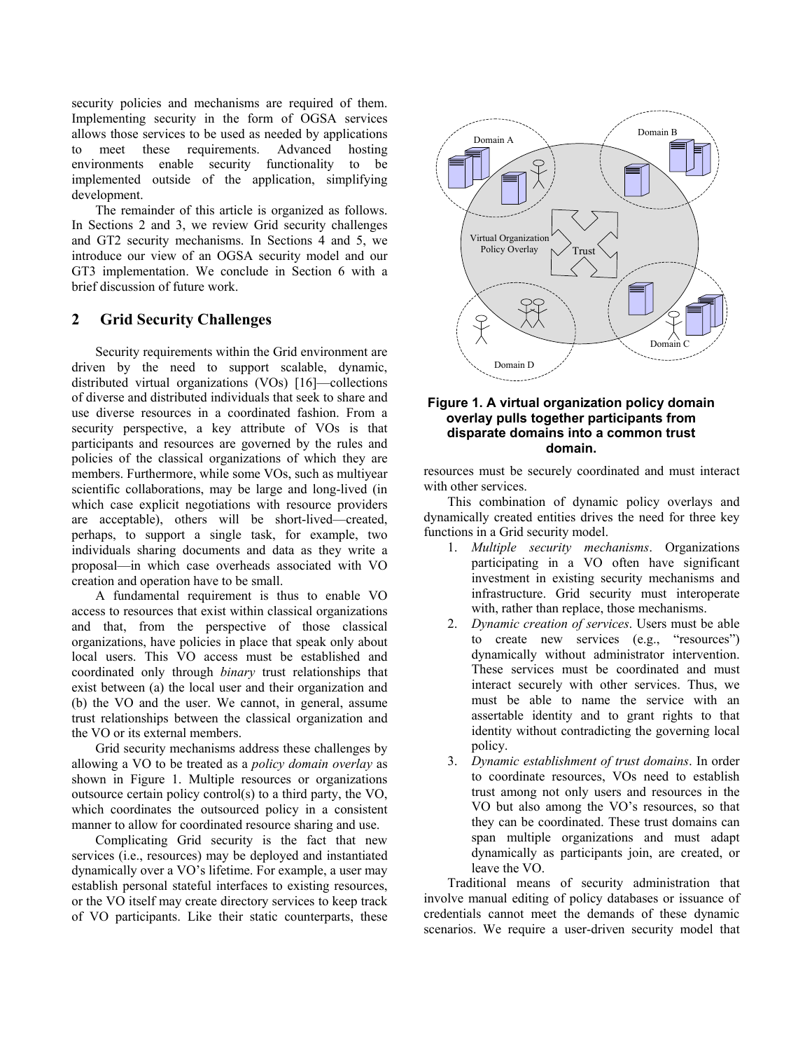security policies and mechanisms are required of them. Implementing security in the form of OGSA services allows those services to be used as needed by applications to meet these requirements. Advanced hosting environments enable security functionality to be implemented outside of the application, simplifying development.

The remainder of this article is organized as follows. In Sections 2 and 3, we review Grid security challenges and GT2 security mechanisms. In Sections 4 and 5, we introduce our view of an OGSA security model and our GT3 implementation. We conclude in Section 6 with a brief discussion of future work.

## 2 Grid Security Challenges

Security requirements within the Grid environment are driven by the need to support scalable, dynamic, distributed virtual organizations (VOs) [16]—collections of diverse and distributed individuals that seek to share and use diverse resources in a coordinated fashion. From a security perspective, a key attribute of VOs is that participants and resources are governed by the rules and policies of the classical organizations of which they are members. Furthermore, while some VOs, such as multiyear scientific collaborations, may be large and long-lived (in which case explicit negotiations with resource providers are acceptable), others will be short-lived—created, perhaps, to support a single task, for example, two individuals sharing documents and data as they write a proposal—in which case overheads associated with VO creation and operation have to be small.

A fundamental requirement is thus to enable VO access to resources that exist within classical organizations and that, from the perspective of those classical organizations, have policies in place that speak only about local users. This VO access must be established and coordinated only through *binary* trust relationships that exist between (a) the local user and their organization and (b) the VO and the user. We cannot, in general, assume trust relationships between the classical organization and the VO or its external members.

Grid security mechanisms address these challenges by allowing a VO to be treated as a *policy domain overlay* as shown in Figure 1. Multiple resources or organizations outsource certain policy control(s) to a third party, the VO, which coordinates the outsourced policy in a consistent manner to allow for coordinated resource sharing and use.

Complicating Grid security is the fact that new services (i.e., resources) may be deployed and instantiated dynamically over a VO's lifetime. For example, a user may establish personal stateful interfaces to existing resources, or the VO itself may create directory services to keep track of VO participants. Like their static counterparts, these resources must be securely coordinated and must interact with other services.

Domain A

Domain B

Virtual Organization Policy Overlay

Trust

Domain C

Domain D

**Figure 1. A virtual organization policy domain overlay pulls together participants from disparate domains into a common trust domain.**

This combination of dynamic policy overlays and dynamically created entities drives the need for three key functions in a Grid security model.

1. *Multiple security mechanisms*. Organizations participating in a VO often have significant investment in existing security mechanisms and infrastructure. Grid security must interoperate with, rather than replace, those mechanisms.
2. *Dynamic creation of services*. Users must be able to create new services (e.g., "resources") dynamically without administrator intervention. These services must be coordinated and must interact securely with other services. Thus, we must be able to name the service with an assertable identity and to grant rights to that identity without contradicting the governing local policy.
3. *Dynamic establishment of trust domains*. In order to coordinate resources, VOs need to establish trust among not only users and resources in the VO but also among the VO's resources, so that they can be coordinated. These trust domains can span multiple organizations and must adapt dynamically as participants join, are created, or leave the VO.

Traditional means of security administration that involve manual editing of policy databases or issuance of credentials cannot meet the demands of these dynamic scenarios. We require a user-driven security model that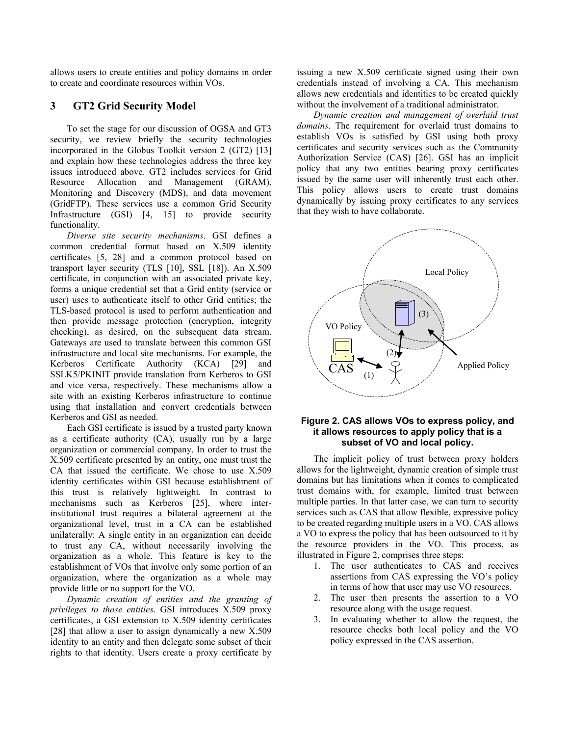allows users to create entities and policy domains in order to create and coordinate resources within VOs.

## 3 GT2 Grid Security Model

To set the stage for our discussion of OGSA and GT3 security, we review briefly the security technologies incorporated in the Globus Toolkit version 2 (GT2) [13] and explain how these technologies address the three key issues introduced above. GT2 includes services for Grid Resource Allocation and Management (GRAM), Monitoring and Discovery (MDS), and data movement (GridFTP). These services use a common Grid Security Infrastructure (GSI) [4, 15] to provide security functionality.

*Diverse site security mechanisms*. GSI defines a common credential format based on X.509 identity certificates [5, 28] and a common protocol based on transport layer security (TLS [10], SSL [18]). An X.509 certificate, in conjunction with an associated private key, forms a unique credential set that a Grid entity (service or user) uses to authenticate itself to other Grid entities; the TLS-based protocol is used to perform authentication and then provide message protection (encryption, integrity checking), as desired, on the subsequent data stream. Gateways are used to translate between this common GSI infrastructure and local site mechanisms. For example, the Kerberos Certificate Authority (KCA) [29] and SSLK5/PKINIT provide translation from Kerberos to GSI and vice versa, respectively. These mechanisms allow a site with an existing Kerberos infrastructure to continue using that installation and convert credentials between Kerberos and GSI as needed.

Each GSI certificate is issued by a trusted party known as a certificate authority (CA), usually run by a large organization or commercial company. In order to trust the X.509 certificate presented by an entity, one must trust the CA that issued the certificate. We chose to use X.509 identity certificates within GSI because establishment of this trust is relatively lightweight. In contrast to mechanisms such as Kerberos [25], where inter-institutional trust requires a bilateral agreement at the organizational level, trust in a CA can be established unilaterally: A single entity in an organization can decide to trust any CA, without necessarily involving the organization as a whole. This feature is key to the establishment of VOs that involve only some portion of an organization, where the organization as a whole may provide little or no support for the VO.

*Dynamic creation of entities and the granting of privileges to those entities*. GSI introduces X.509 proxy certificates, a GSI extension to X.509 identity certificates [28] that allow a user to assign dynamically a new X.509 identity to an entity and then delegate some subset of their rights to that identity. Users create a proxy certificate by issuing a new X.509 certificate signed using their own credentials instead of involving a CA. This mechanism allows new credentials and identities to be created quickly without the involvement of a traditional administrator.

*Dynamic creation and management of overlaid trust domains*. The requirement for overlaid trust domains to establish VOs is satisfied by GSI using both proxy certificates and security services such as the Community Authorization Service (CAS) [26]. GSI has an implicit policy that any two entities bearing proxy certificates issued by the same user will inherently trust each other. This policy allows users to create trust domains dynamically by issuing proxy certificates to any services that they wish to have collaborate.

Local Policy

VO Policy

(3)

(2)

CAS

(1)

Applied Policy

**Figure 2. CAS allows VOs to express policy, and it allows resources to apply policy that is a subset of VO and local policy.**

The implicit policy of trust between proxy holders allows for the lightweight, dynamic creation of simple trust domains but has limitations when it comes to complicated trust domains with, for example, limited trust between multiple parties. In that latter case, we can turn to security services such as CAS that allow flexible, expressive policy to be created regarding multiple users in a VO. CAS allows a VO to express the policy that has been outsourced to it by the resource providers in the VO. This process, as illustrated in Figure 2, comprises three steps:

1. The user authenticates to CAS and receives assertions from CAS expressing the VO's policy in terms of how that user may use VO resources.
2. The user then presents the assertion to a VO resource along with the usage request.
3. In evaluating whether to allow the request, the resource checks both local policy and the VO policy expressed in the CAS assertion.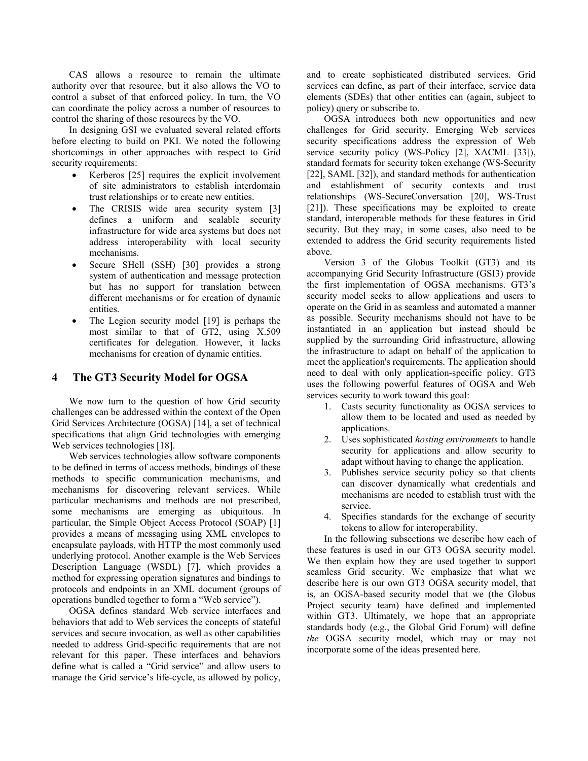CAS allows a resource to remain the ultimate authority over that resource, but it also allows the VO to control a subset of that enforced policy. In turn, the VO can coordinate the policy across a number of resources to control the sharing of those resources by the VO.

In designing GSI we evaluated several related efforts before electing to build on PKI. We noted the following shortcomings in other approaches with respect to Grid security requirements:

- Kerberos [25] requires the explicit involvement of site administrators to establish interdomain trust relationships or to create new entities.
- The CRISIS wide area security system [3] defines a uniform and scalable security infrastructure for wide area systems but does not address interoperability with local security mechanisms.
- Secure SHell (SSH) [30] provides a strong system of authentication and message protection but has no support for translation between different mechanisms or for creation of dynamic entities.
- The Legion security model [19] is perhaps the most similar to that of GT2, using X.509 certificates for delegation. However, it lacks mechanisms for creation of dynamic entities.

## 4 The GT3 Security Model for OGSA

We now turn to the question of how Grid security challenges can be addressed within the context of the Open Grid Services Architecture (OGSA) [14], a set of technical specifications that align Grid technologies with emerging Web services technologies [18].

Web services technologies allow software components to be defined in terms of access methods, bindings of these methods to specific communication mechanisms, and mechanisms for discovering relevant services. While particular mechanisms and methods are not prescribed, some mechanisms are emerging as ubiquitous. In particular, the Simple Object Access Protocol (SOAP) [1] provides a means of messaging using XML envelopes to encapsulate payloads, with HTTP the most commonly used underlying protocol. Another example is the Web Services Description Language (WSDL) [7], which provides a method for expressing operation signatures and bindings to protocols and endpoints in an XML document (groups of operations bundled together to form a "Web service").

OGSA defines standard Web service interfaces and behaviors that add to Web services the concepts of stateful services and secure invocation, as well as other capabilities needed to address Grid-specific requirements that are not relevant for this paper. These interfaces and behaviors define what is called a "Grid service" and allow users to manage the Grid service's life-cycle, as allowed by policy, and to create sophisticated distributed services. Grid services can define, as part of their interface, service data elements (SDEs) that other entities can (again, subject to policy) query or subscribe to.

OGSA introduces both new opportunities and new challenges for Grid security. Emerging Web services security specifications address the expression of Web service security policy (WS-Policy [2], XACML [33]), standard formats for security token exchange (WS-Security [22], SAML [32]), and standard methods for authentication and establishment of security contexts and trust relationships (WS-SecureConversation [20], WS-Trust [21]). These specifications may be exploited to create standard, interoperable methods for these features in Grid security. But they may, in some cases, also need to be extended to address the Grid security requirements listed above.

Version 3 of the Globus Toolkit (GT3) and its accompanying Grid Security Infrastructure (GSI3) provide the first implementation of OGSA mechanisms. GT3's security model seeks to allow applications and users to operate on the Grid in as seamless and automated a manner as possible. Security mechanisms should not have to be instantiated in an application but instead should be supplied by the surrounding Grid infrastructure, allowing the infrastructure to adapt on behalf of the application to meet the application's requirements. The application should need to deal with only application-specific policy. GT3 uses the following powerful features of OGSA and Web services security to work toward this goal:

1. Casts security functionality as OGSA services to allow them to be located and used as needed by applications.
2. Uses sophisticated *hosting environments* to handle security for applications and allow security to adapt without having to change the application.
3. Publishes service security policy so that clients can discover dynamically what credentials and mechanisms are needed to establish trust with the service.
4. Specifies standards for the exchange of security tokens to allow for interoperability.

In the following subsections we describe how each of these features is used in our GT3 OGSA security model. We then explain how they are used together to support seamless Grid security. We emphasize that what we describe here is our own GT3 OGSA security model, that is, an OGSA-based security model that we (the Globus Project security team) have defined and implemented within GT3. Ultimately, we hope that an appropriate standards body (e.g., the Global Grid Forum) will define *the* OGSA security model, which may or may not incorporate some of the ideas presented here.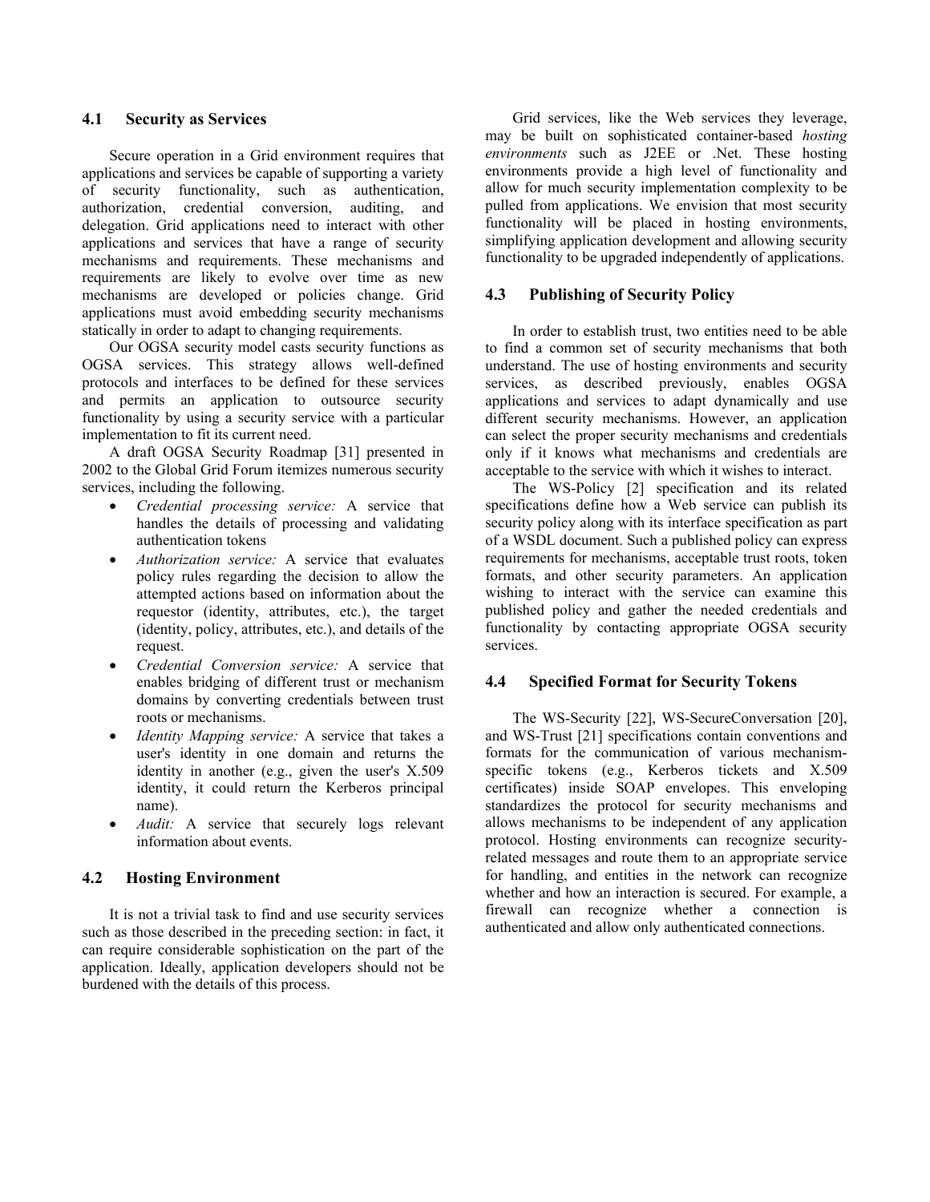### 4.1 Security as Services

Secure operation in a Grid environment requires that applications and services be capable of supporting a variety of security functionality, such as authentication, authorization, credential conversion, auditing, and delegation. Grid applications need to interact with other applications and services that have a range of security mechanisms and requirements. These mechanisms and requirements are likely to evolve over time as new mechanisms are developed or policies change. Grid applications must avoid embedding security mechanisms statically in order to adapt to changing requirements.

Our OGSA security model casts security functions as OGSA services. This strategy allows well-defined protocols and interfaces to be defined for these services and permits an application to outsource security functionality by using a security service with a particular implementation to fit its current need.

A draft OGSA Security Roadmap [31] presented in 2002 to the Global Grid Forum itemizes numerous security services, including the following.

- *Credential processing service:* A service that handles the details of processing and validating authentication tokens
- *Authorization service:* A service that evaluates policy rules regarding the decision to allow the attempted actions based on information about the requestor (identity, attributes, etc.), the target (identity, policy, attributes, etc.), and details of the request.
- *Credential Conversion service:* A service that enables bridging of different trust or mechanism domains by converting credentials between trust roots or mechanisms.
- *Identity Mapping service:* A service that takes a user's identity in one domain and returns the identity in another (e.g., given the user's X.509 identity, it could return the Kerberos principal name).
- *Audit:* A service that securely logs relevant information about events.

### 4.2 Hosting Environment

It is not a trivial task to find and use security services such as those described in the preceding section: in fact, it can require considerable sophistication on the part of the application. Ideally, application developers should not be burdened with the details of this process.

Grid services, like the Web services they leverage, may be built on sophisticated container-based *hosting environments* such as J2EE or .Net. These hosting environments provide a high level of functionality and allow for much security implementation complexity to be pulled from applications. We envision that most security functionality will be placed in hosting environments, simplifying application development and allowing security functionality to be upgraded independently of applications.

### 4.3 Publishing of Security Policy

In order to establish trust, two entities need to be able to find a common set of security mechanisms that both understand. The use of hosting environments and security services, as described previously, enables OGSA applications and services to adapt dynamically and use different security mechanisms. However, an application can select the proper security mechanisms and credentials only if it knows what mechanisms and credentials are acceptable to the service with which it wishes to interact.

The WS-Policy [2] specification and its related specifications define how a Web service can publish its security policy along with its interface specification as part of a WSDL document. Such a published policy can express requirements for mechanisms, acceptable trust roots, token formats, and other security parameters. An application wishing to interact with the service can examine this published policy and gather the needed credentials and functionality by contacting appropriate OGSA security services.

### 4.4 Specified Format for Security Tokens

The WS-Security [22], WS-SecureConversation [20], and WS-Trust [21] specifications contain conventions and formats for the communication of various mechanism-specific tokens (e.g., Kerberos tickets and X.509 certificates) inside SOAP envelopes. This enveloping standardizes the protocol for security mechanisms and allows mechanisms to be independent of any application protocol. Hosting environments can recognize security-related messages and route them to an appropriate service for handling, and entities in the network can recognize whether and how an interaction is secured. For example, a firewall can recognize whether a connection is authenticated and allow only authenticated connections.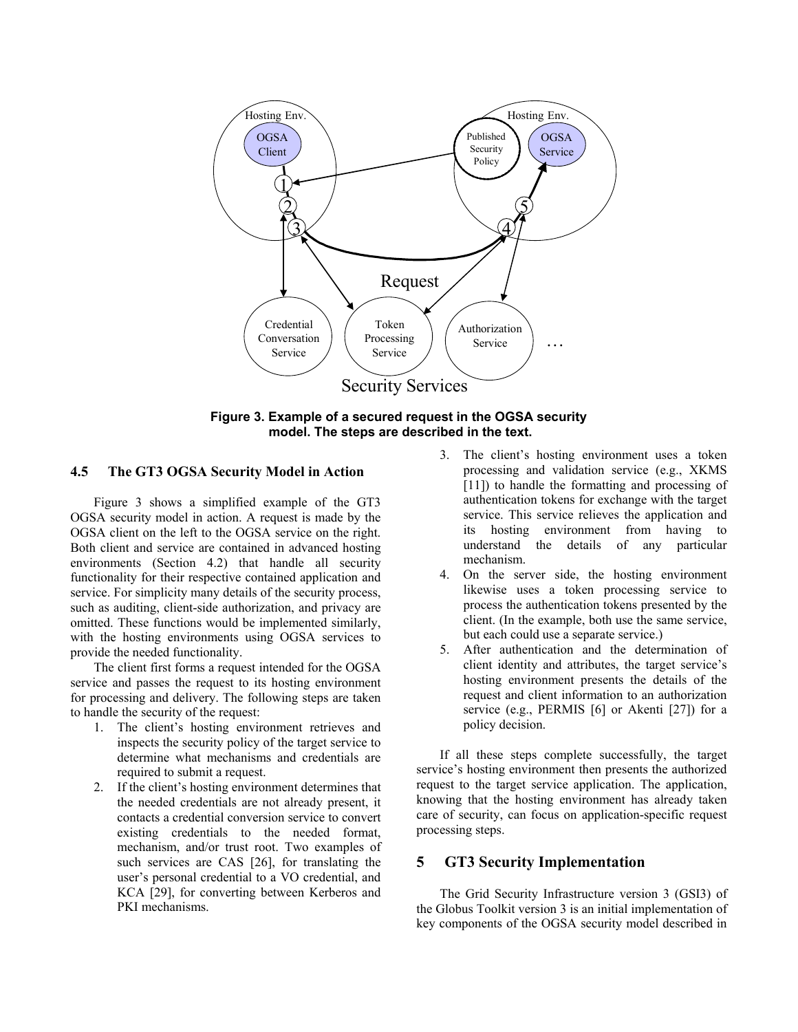Hosting Env.

OGSA Client

Hosting Env.

Published Security Policy

OGSA Service

1

2

3

4

5

Request

Credential Conversation Service

Token Processing Service

Authorization Service

…

Security Services

**Figure 3. Example of a secured request in the OGSA security model. The steps are described in the text.**

### 4.5 The GT3 OGSA Security Model in Action

Figure 3 shows a simplified example of the GT3 OGSA security model in action. A request is made by the OGSA client on the left to the OGSA service on the right. Both client and service are contained in advanced hosting environments (Section 4.2) that handle all security functionality for their respective contained application and service. For simplicity many details of the security process, such as auditing, client-side authorization, and privacy are omitted. These functions would be implemented similarly, with the hosting environments using OGSA services to provide the needed functionality.

The client first forms a request intended for the OGSA service and passes the request to its hosting environment for processing and delivery. The following steps are taken to handle the security of the request:

1. The client's hosting environment retrieves and inspects the security policy of the target service to determine what mechanisms and credentials are required to submit a request.
2. If the client's hosting environment determines that the needed credentials are not already present, it contacts a credential conversion service to convert existing credentials to the needed format, mechanism, and/or trust root. Two examples of such services are CAS [26], for translating the user's personal credential to a VO credential, and KCA [29], for converting between Kerberos and PKI mechanisms.
3. The client's hosting environment uses a token processing and validation service (e.g., XKMS [11]) to handle the formatting and processing of authentication tokens for exchange with the target service. This service relieves the application and its hosting environment from having to understand the details of any particular mechanism.
4. On the server side, the hosting environment likewise uses a token processing service to process the authentication tokens presented by the client. (In the example, both use the same service, but each could use a separate service.)
5. After authentication and the determination of client identity and attributes, the target service's hosting environment presents the details of the request and client information to an authorization service (e.g., PERMIS [6] or Akenti [27]) for a policy decision.

If all these steps complete successfully, the target service's hosting environment then presents the authorized request to the target service application. The application, knowing that the hosting environment has already taken care of security, can focus on application-specific request processing steps.

## 5 GT3 Security Implementation

The Grid Security Infrastructure version 3 (GSI3) of the Globus Toolkit version 3 is an initial implementation of key components of the OGSA security model described in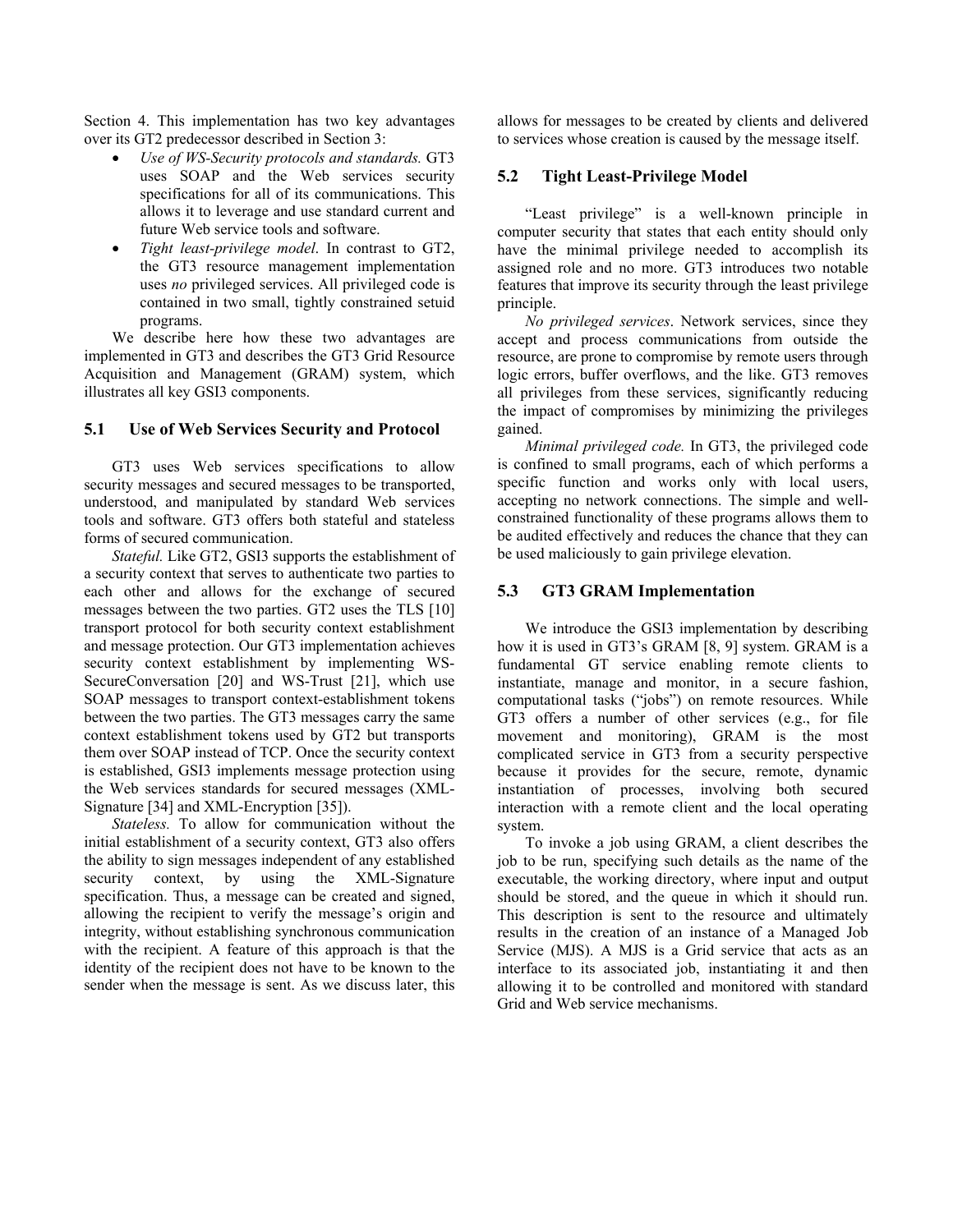Section 4. This implementation has two key advantages over its GT2 predecessor described in Section 3:

- *Use of WS-Security protocols and standards.* GT3 uses SOAP and the Web services security specifications for all of its communications. This allows it to leverage and use standard current and future Web service tools and software.
- *Tight least-privilege model*. In contrast to GT2, the GT3 resource management implementation uses *no* privileged services. All privileged code is contained in two small, tightly constrained setuid programs.

We describe here how these two advantages are implemented in GT3 and describes the GT3 Grid Resource Acquisition and Management (GRAM) system, which illustrates all key GSI3 components.

### 5.1 Use of Web Services Security and Protocol

GT3 uses Web services specifications to allow security messages and secured messages to be transported, understood, and manipulated by standard Web services tools and software. GT3 offers both stateful and stateless forms of secured communication.

*Stateful.* Like GT2, GSI3 supports the establishment of a security context that serves to authenticate two parties to each other and allows for the exchange of secured messages between the two parties. GT2 uses the TLS [10] transport protocol for both security context establishment and message protection. Our GT3 implementation achieves security context establishment by implementing WS-SecureConversation [20] and WS-Trust [21], which use SOAP messages to transport context-establishment tokens between the two parties. The GT3 messages carry the same context establishment tokens used by GT2 but transports them over SOAP instead of TCP. Once the security context is established, GSI3 implements message protection using the Web services standards for secured messages (XML-Signature [34] and XML-Encryption [35]).

*Stateless.* To allow for communication without the initial establishment of a security context, GT3 also offers the ability to sign messages independent of any established security context, by using the XML-Signature specification. Thus, a message can be created and signed, allowing the recipient to verify the message's origin and integrity, without establishing synchronous communication with the recipient. A feature of this approach is that the identity of the recipient does not have to be known to the sender when the message is sent. As we discuss later, this allows for messages to be created by clients and delivered to services whose creation is caused by the message itself.

### 5.2 Tight Least-Privilege Model

"Least privilege" is a well-known principle in computer security that states that each entity should only have the minimal privilege needed to accomplish its assigned role and no more. GT3 introduces two notable features that improve its security through the least privilege principle.

*No privileged services*. Network services, since they accept and process communications from outside the resource, are prone to compromise by remote users through logic errors, buffer overflows, and the like. GT3 removes all privileges from these services, significantly reducing the impact of compromises by minimizing the privileges gained.

*Minimal privileged code.* In GT3, the privileged code is confined to small programs, each of which performs a specific function and works only with local users, accepting no network connections. The simple and well-constrained functionality of these programs allows them to be audited effectively and reduces the chance that they can be used maliciously to gain privilege elevation.

### 5.3 GT3 GRAM Implementation

We introduce the GSI3 implementation by describing how it is used in GT3's GRAM [8, 9] system. GRAM is a fundamental GT service enabling remote clients to instantiate, manage and monitor, in a secure fashion, computational tasks ("jobs") on remote resources. While GT3 offers a number of other services (e.g., for file movement and monitoring), GRAM is the most complicated service in GT3 from a security perspective because it provides for the secure, remote, dynamic instantiation of processes, involving both secured interaction with a remote client and the local operating system.

To invoke a job using GRAM, a client describes the job to be run, specifying such details as the name of the executable, the working directory, where input and output should be stored, and the queue in which it should run. This description is sent to the resource and ultimately results in the creation of an instance of a Managed Job Service (MJS). A MJS is a Grid service that acts as an interface to its associated job, instantiating it and then allowing it to be controlled and monitored with standard Grid and Web service mechanisms.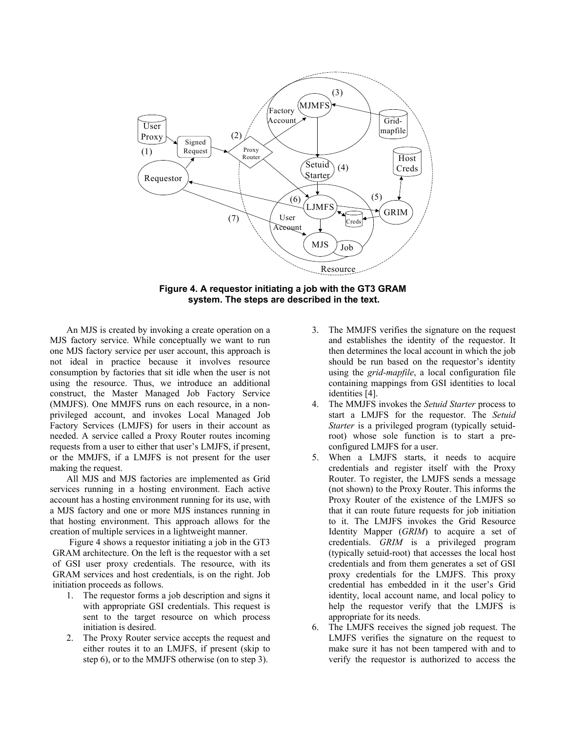User
Proxy
(1)
Signed
Request
(2)
Proxy
Router
Requestor
Factory
Account
(3)
MJMFS
Grid-
mapfile
Setuid
Starter
(4)
Host
Creds
(6)
LJMFS
(5)
GRIM
(7)
User
Account
Creds
MJS
Job
Resource

**Figure 4. A requestor initiating a job with the GT3 GRAM system. The steps are described in the text.**

An MJS is created by invoking a create operation on a MJS factory service. While conceptually we want to run one MJS factory service per user account, this approach is not ideal in practice because it involves resource consumption by factories that sit idle when the user is not using the resource. Thus, we introduce an additional construct, the Master Managed Job Factory Service (MMJFS). One MMJFS runs on each resource, in a non-privileged account, and invokes Local Managed Job Factory Services (LMJFS) for users in their account as needed. A service called a Proxy Router routes incoming requests from a user to either that user's LMJFS, if present, or the MMJFS, if a LMJFS is not present for the user making the request.

All MJS and MJS factories are implemented as Grid services running in a hosting environment. Each active account has a hosting environment running for its use, with a MJS factory and one or more MJS instances running in that hosting environment. This approach allows for the creation of multiple services in a lightweight manner.

Figure 4 shows a requestor initiating a job in the GT3 GRAM architecture. On the left is the requestor with a set of GSI user proxy credentials. The resource, with its GRAM services and host credentials, is on the right. Job initiation proceeds as follows.

1. The requestor forms a job description and signs it with appropriate GSI credentials. This request is sent to the target resource on which process initiation is desired.
2. The Proxy Router service accepts the request and either routes it to an LMJFS, if present (skip to step 6), or to the MMJFS otherwise (on to step 3).
3. The MMJFS verifies the signature on the request and establishes the identity of the requestor. It then determines the local account in which the job should be run based on the requestor's identity using the *grid-mapfile*, a local configuration file containing mappings from GSI identities to local identities [4].
4. The MMJFS invokes the *Setuid Starter* process to start a LMJFS for the requestor. The *Setuid Starter* is a privileged program (typically setuid-root) whose sole function is to start a pre-configured LMJFS for a user.
5. When a LMJFS starts, it needs to acquire credentials and register itself with the Proxy Router. To register, the LMJFS sends a message (not shown) to the Proxy Router. This informs the Proxy Router of the existence of the LMJFS so that it can route future requests for job initiation to it. The LMJFS invokes the Grid Resource Identity Mapper (*GRIM*) to acquire a set of credentials. *GRIM* is a privileged program (typically setuid-root) that accesses the local host credentials and from them generates a set of GSI proxy credentials for the LMJFS. This proxy credential has embedded in it the user's Grid identity, local account name, and local policy to help the requestor verify that the LMJFS is appropriate for its needs.
6. The LMJFS receives the signed job request. The LMJFS verifies the signature on the request to make sure it has not been tampered with and to verify the requestor is authorized to access the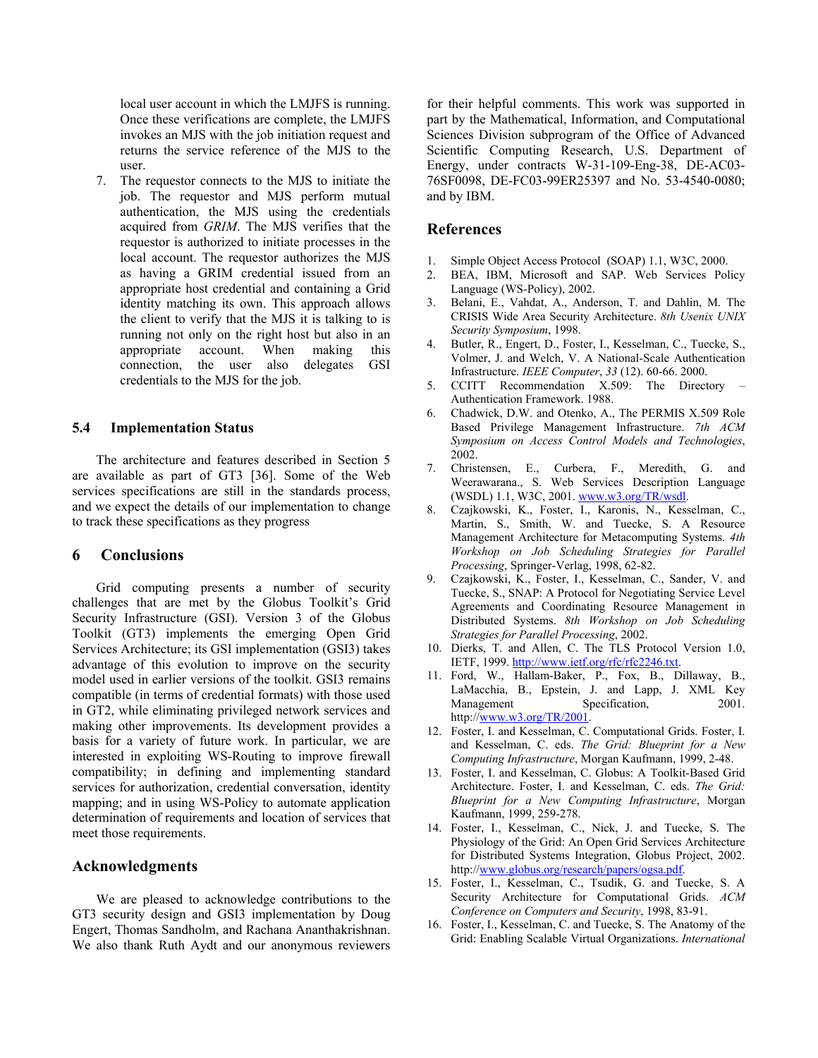local user account in which the LMJFS is running. Once these verifications are complete, the LMJFS invokes an MJS with the job initiation request and returns the service reference of the MJS to the user.

7. The requestor connects to the MJS to initiate the job. The requestor and MJS perform mutual authentication, the MJS using the credentials acquired from *GRIM*. The MJS verifies that the requestor is authorized to initiate processes in the local account. The requestor authorizes the MJS as having a GRIM credential issued from an appropriate host credential and containing a Grid identity matching its own. This approach allows the client to verify that the MJS it is talking to is running not only on the right host but also in an appropriate account. When making this connection, the user also delegates GSI credentials to the MJS for the job.

### 5.4 Implementation Status

The architecture and features described in Section 5 are available as part of GT3 [36]. Some of the Web services specifications are still in the standards process, and we expect the details of our implementation to change to track these specifications as they progress

## 6 Conclusions

Grid computing presents a number of security challenges that are met by the Globus Toolkit's Grid Security Infrastructure (GSI). Version 3 of the Globus Toolkit (GT3) implements the emerging Open Grid Services Architecture; its GSI implementation (GSI3) takes advantage of this evolution to improve on the security model used in earlier versions of the toolkit. GSI3 remains compatible (in terms of credential formats) with those used in GT2, while eliminating privileged network services and making other improvements. Its development provides a basis for a variety of future work. In particular, we are interested in exploiting WS-Routing to improve firewall compatibility; in defining and implementing standard services for authorization, credential conversation, identity mapping; and in using WS-Policy to automate application determination of requirements and location of services that meet those requirements.

## Acknowledgments

We are pleased to acknowledge contributions to the GT3 security design and GSI3 implementation by Doug Engert, Thomas Sandholm, and Rachana Ananthakrishnan. We also thank Ruth Aydt and our anonymous reviewers for their helpful comments. This work was supported in part by the Mathematical, Information, and Computational Sciences Division subprogram of the Office of Advanced Scientific Computing Research, U.S. Department of Energy, under contracts W-31-109-Eng-38, DE-AC03-76SF0098, DE-FC03-99ER25397 and No. 53-4540-0080; and by IBM.

## References

1. Simple Object Access Protocol (SOAP) 1.1, W3C, 2000.
2. BEA, IBM, Microsoft and SAP. Web Services Policy Language (WS-Policy), 2002.
3. Belani, E., Vahdat, A., Anderson, T. and Dahlin, M. The CRISIS Wide Area Security Architecture. *8th Usenix UNIX Security Symposium*, 1998.
4. Butler, R., Engert, D., Foster, I., Kesselman, C., Tuecke, S., Volmer, J. and Welch, V. A National-Scale Authentication Infrastructure. *IEEE Computer*, *33* (12). 60-66. 2000.
5. CCITT Recommendation X.509: The Directory – Authentication Framework. 1988.
6. Chadwick, D.W. and Otenko, A., The PERMIS X.509 Role Based Privilege Management Infrastructure. *7th ACM Symposium on Access Control Models and Technologies*, 2002.
7. Christensen, E., Curbera, F., Meredith, G. and Weerawarana., S. Web Services Description Language (WSDL) 1.1, W3C, 2001. www.w3.org/TR/wsdl.
8. Czajkowski, K., Foster, I., Karonis, N., Kesselman, C., Martin, S., Smith, W. and Tuecke, S. A Resource Management Architecture for Metacomputing Systems. *4th Workshop on Job Scheduling Strategies for Parallel Processing*, Springer-Verlag, 1998, 62-82.
9. Czajkowski, K., Foster, I., Kesselman, C., Sander, V. and Tuecke, S., SNAP: A Protocol for Negotiating Service Level Agreements and Coordinating Resource Management in Distributed Systems. *8th Workshop on Job Scheduling Strategies for Parallel Processing*, 2002.
10. Dierks, T. and Allen, C. The TLS Protocol Version 1.0, IETF, 1999. http://www.ietf.org/rfc/rfc2246.txt.
11. Ford, W., Hallam-Baker, P., Fox, B., Dillaway, B., LaMacchia, B., Epstein, J. and Lapp, J. XML Key Management Specification, 2001. http://www.w3.org/TR/2001.
12. Foster, I. and Kesselman, C. Computational Grids. Foster, I. and Kesselman, C. eds. *The Grid: Blueprint for a New Computing Infrastructure*, Morgan Kaufmann, 1999, 2-48.
13. Foster, I. and Kesselman, C. Globus: A Toolkit-Based Grid Architecture. Foster, I. and Kesselman, C. eds. *The Grid: Blueprint for a New Computing Infrastructure*, Morgan Kaufmann, 1999, 259-278.
14. Foster, I., Kesselman, C., Nick, J. and Tuecke, S. The Physiology of the Grid: An Open Grid Services Architecture for Distributed Systems Integration, Globus Project, 2002. http://www.globus.org/research/papers/ogsa.pdf.
15. Foster, I., Kesselman, C., Tsudik, G. and Tuecke, S. A Security Architecture for Computational Grids. *ACM Conference on Computers and Security*, 1998, 83-91.
16. Foster, I., Kesselman, C. and Tuecke, S. The Anatomy of the Grid: Enabling Scalable Virtual Organizations. *International*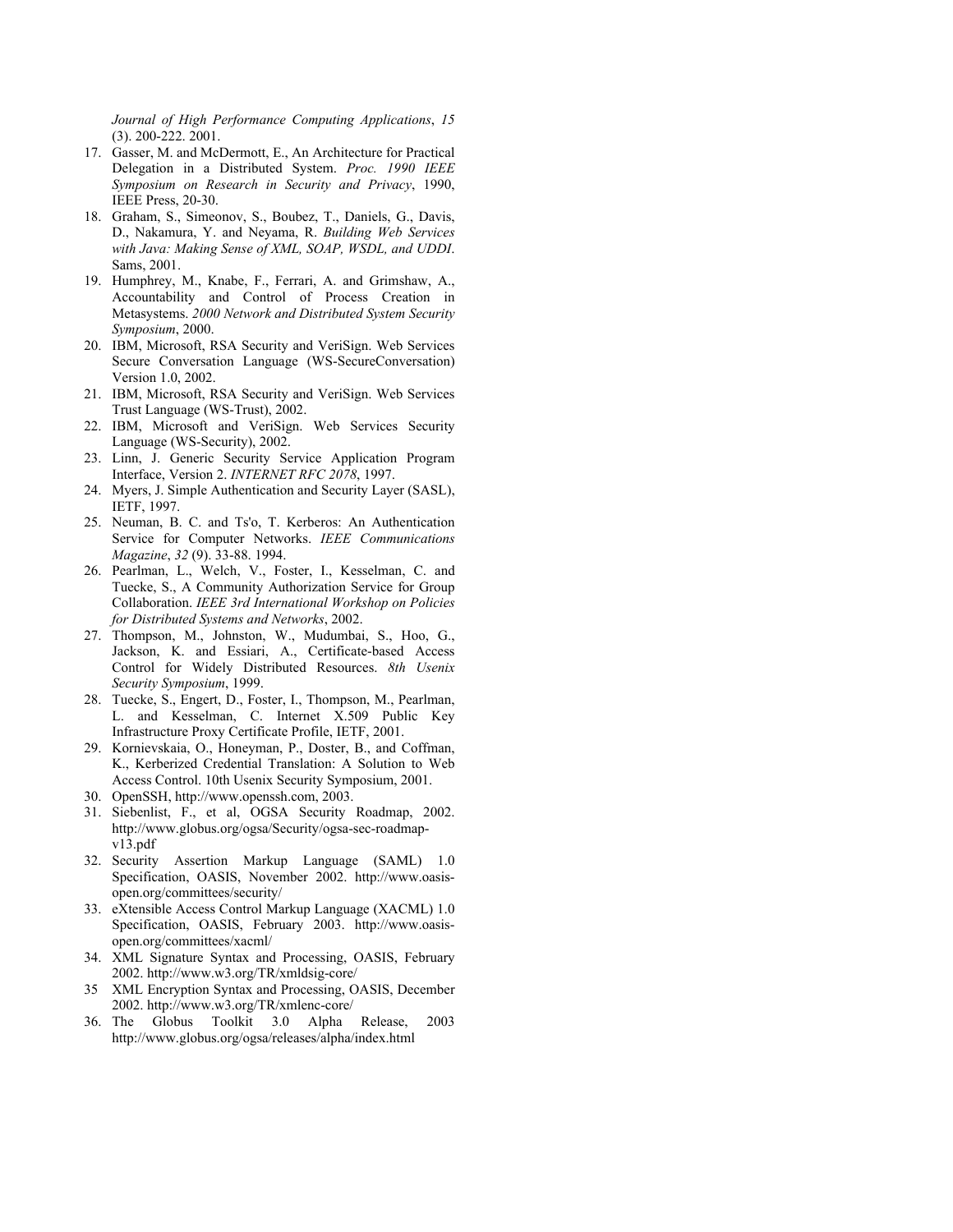*Journal of High Performance Computing Applications*, *15* (3). 200-222. 2001.

17. Gasser, M. and McDermott, E., An Architecture for Practical Delegation in a Distributed System. *Proc. 1990 IEEE Symposium on Research in Security and Privacy*, 1990, IEEE Press, 20-30.
18. Graham, S., Simeonov, S., Boubez, T., Daniels, G., Davis, D., Nakamura, Y. and Neyama, R. *Building Web Services with Java: Making Sense of XML, SOAP, WSDL, and UDDI*. Sams, 2001.
19. Humphrey, M., Knabe, F., Ferrari, A. and Grimshaw, A., Accountability and Control of Process Creation in Metasystems. *2000 Network and Distributed System Security Symposium*, 2000.
20. IBM, Microsoft, RSA Security and VeriSign. Web Services Secure Conversation Language (WS-SecureConversation) Version 1.0, 2002.
21. IBM, Microsoft, RSA Security and VeriSign. Web Services Trust Language (WS-Trust), 2002.
22. IBM, Microsoft and VeriSign. Web Services Security Language (WS-Security), 2002.
23. Linn, J. Generic Security Service Application Program Interface, Version 2. *INTERNET RFC 2078*, 1997.
24. Myers, J. Simple Authentication and Security Layer (SASL), IETF, 1997.
25. Neuman, B. C. and Ts'o, T. Kerberos: An Authentication Service for Computer Networks. *IEEE Communications Magazine*, *32* (9). 33-88. 1994.
26. Pearlman, L., Welch, V., Foster, I., Kesselman, C. and Tuecke, S., A Community Authorization Service for Group Collaboration. *IEEE 3rd International Workshop on Policies for Distributed Systems and Networks*, 2002.
27. Thompson, M., Johnston, W., Mudumbai, S., Hoo, G., Jackson, K. and Essiari, A., Certificate-based Access Control for Widely Distributed Resources. *8th Usenix Security Symposium*, 1999.
28. Tuecke, S., Engert, D., Foster, I., Thompson, M., Pearlman, L. and Kesselman, C. Internet X.509 Public Key Infrastructure Proxy Certificate Profile, IETF, 2001.
29. Kornievskaia, O., Honeyman, P., Doster, B., and Coffman, K., Kerberized Credential Translation: A Solution to Web Access Control. 10th Usenix Security Symposium, 2001.
30. OpenSSH, http://www.openssh.com, 2003.
31. Siebenlist, F., et al, OGSA Security Roadmap, 2002. http://www.globus.org/ogsa/Security/ogsa-sec-roadmap-v13.pdf
32. Security Assertion Markup Language (SAML) 1.0 Specification, OASIS, November 2002. http://www.oasis-open.org/committees/security/
33. eXtensible Access Control Markup Language (XACML) 1.0 Specification, OASIS, February 2003. http://www.oasis-open.org/committees/xacml/
34. XML Signature Syntax and Processing, OASIS, February 2002. http://www.w3.org/TR/xmldsig-core/
35 XML Encryption Syntax and Processing, OASIS, December 2002. http://www.w3.org/TR/xmlenc-core/
36. The Globus Toolkit 3.0 Alpha Release, 2003 http://www.globus.org/ogsa/releases/alpha/index.html